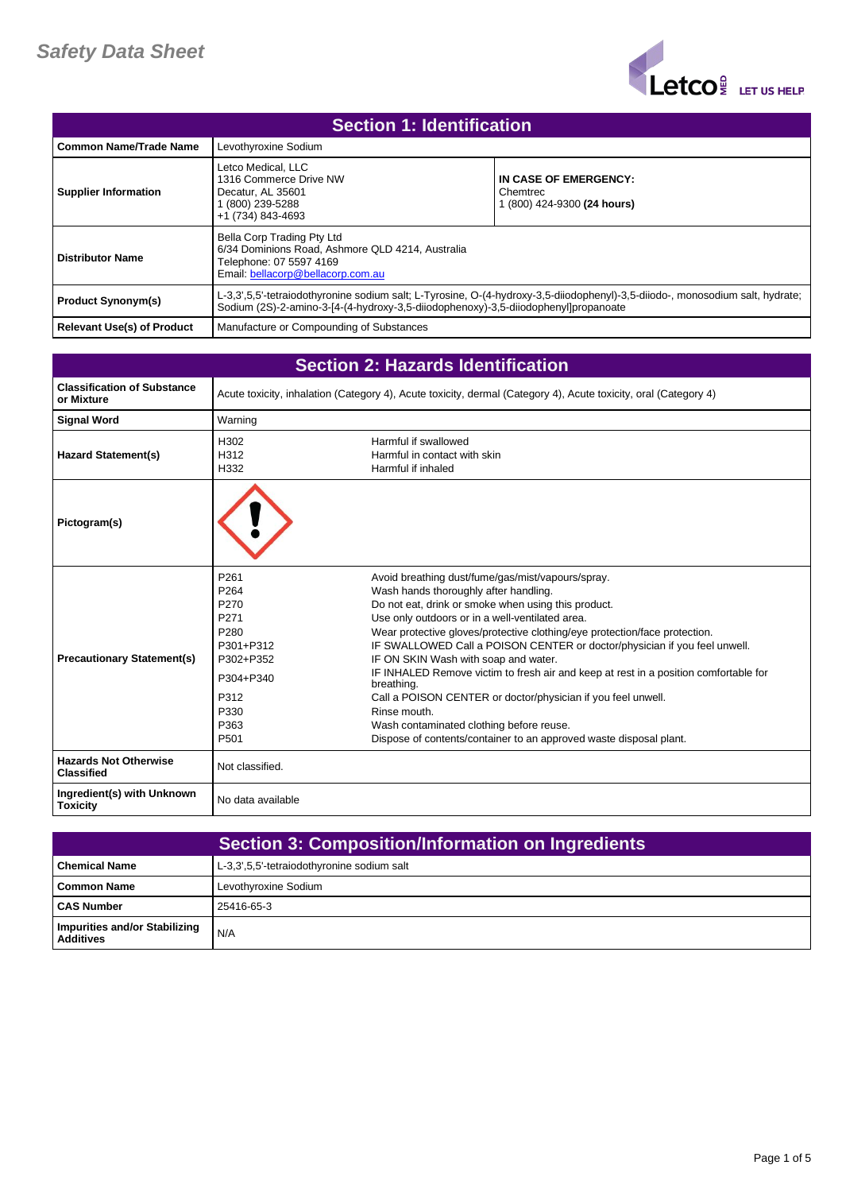# Safety Data Sheet

## Section 1: Identification

| Field | Details | |
|---|---|---|
| Common Name/Trade Name | Levothyroxine Sodium | |
| Supplier Information | Letco Medical, LLC<br>1316 Commerce Drive NW<br>Decatur, AL 35601<br>1 (800) 239-5288<br>+1 (734) 843-4693 | **IN CASE OF EMERGENCY:**<br>Chemtrec<br>1 (800) 424-9300 **(24 hours)** |
| Distributor Name | Bella Corp Trading Pty Ltd<br>6/34 Dominions Road, Ashmore QLD 4214, Australia<br>Telephone: 07 5597 4169<br>Email: bellacorp@bellacorp.com.au | |
| Product Synonym(s) | L-3,3',5,5'-tetraiodothyronine sodium salt; L-Tyrosine, O-(4-hydroxy-3,5-diiodophenyl)-3,5-diiodo-, monosodium salt, hydrate; Sodium (2S)-2-amino-3-[4-(4-hydroxy-3,5-diiodophenoxy)-3,5-diiodophenyl]propanoate | |
| Relevant Use(s) of Product | Manufacture or Compounding of Substances | |

## Section 2: Hazards Identification

| Field | Code | Statement |
|---|---|---|
| Classification of Substance or Mixture | Acute toxicity, inhalation (Category 4), Acute toxicity, dermal (Category 4), Acute toxicity, oral (Category 4) | |
| Signal Word | Warning | |
| Hazard Statement(s) | H302<br>H312<br>H332 | Harmful if swallowed<br>Harmful in contact with skin<br>Harmful if inhaled |
| Pictogram(s) | | |
| Precautionary Statement(s) | P261<br>P264<br>P270<br>P271<br>P280<br>P301+P312<br>P302+P352<br>P304+P340<br>P312<br>P330<br>P363<br>P501 | Avoid breathing dust/fume/gas/mist/vapours/spray.<br>Wash hands thoroughly after handling.<br>Do not eat, drink or smoke when using this product.<br>Use only outdoors or in a well-ventilated area.<br>Wear protective gloves/protective clothing/eye protection/face protection.<br>IF SWALLOWED Call a POISON CENTER or doctor/physician if you feel unwell.<br>IF ON SKIN Wash with soap and water.<br>IF INHALED Remove victim to fresh air and keep at rest in a position comfortable for breathing.<br>Call a POISON CENTER or doctor/physician if you feel unwell.<br>Rinse mouth.<br>Wash contaminated clothing before reuse.<br>Dispose of contents/container to an approved waste disposal plant. |
| Hazards Not Otherwise Classified | Not classified. | |
| Ingredient(s) with Unknown Toxicity | No data available | |

## Section 3: Composition/Information on Ingredients

| Field | Details |
|---|---|
| Chemical Name | L-3,3',5,5'-tetraiodothyronine sodium salt |
| Common Name | Levothyroxine Sodium |
| CAS Number | 25416-65-3 |
| Impurities and/or Stabilizing Additives | N/A |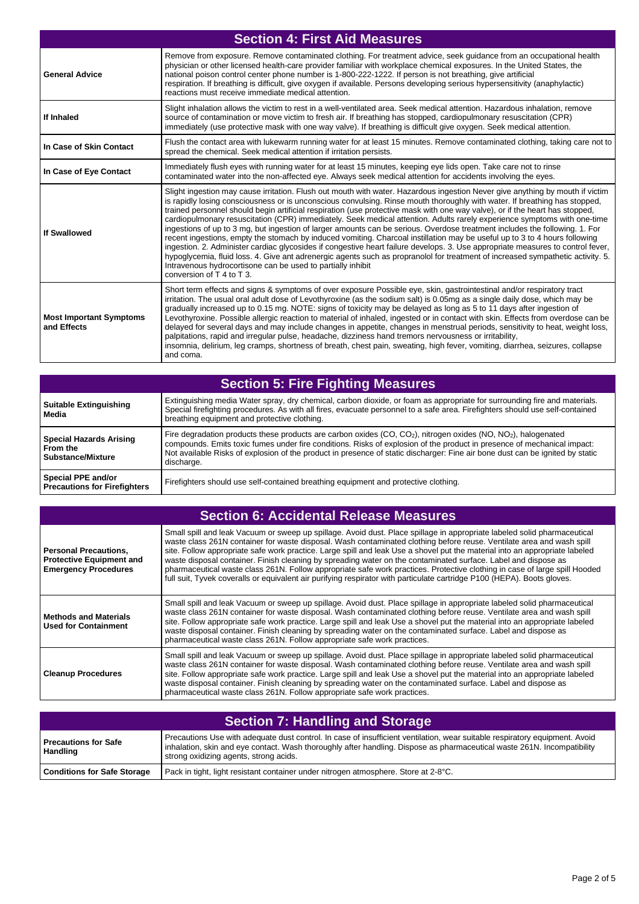## Section 4: First Aid Measures

| | |
|---|---|
| **General Advice** | Remove from exposure. Remove contaminated clothing. For treatment advice, seek guidance from an occupational health physician or other licensed health-care provider familiar with workplace chemical exposures. In the United States, the national poison control center phone number is 1-800-222-1222. If person is not breathing, give artificial respiration. If breathing is difficult, give oxygen if available. Persons developing serious hypersensitivity (anaphylactic) reactions must receive immediate medical attention. |
| **If Inhaled** | Slight inhalation allows the victim to rest in a well-ventilated area. Seek medical attention. Hazardous inhalation, remove source of contamination or move victim to fresh air. If breathing has stopped, cardiopulmonary resuscitation (CPR) immediately (use protective mask with one way valve). If breathing is difficult give oxygen. Seek medical attention. |
| **In Case of Skin Contact** | Flush the contact area with lukewarm running water for at least 15 minutes. Remove contaminated clothing, taking care not to spread the chemical. Seek medical attention if irritation persists. |
| **In Case of Eye Contact** | Immediately flush eyes with running water for at least 15 minutes, keeping eye lids open. Take care not to rinse contaminated water into the non-affected eye. Always seek medical attention for accidents involving the eyes. |
| **If Swallowed** | Slight ingestion may cause irritation. Flush out mouth with water. Hazardous ingestion Never give anything by mouth if victim is rapidly losing consciousness or is unconscious convulsing. Rinse mouth thoroughly with water. If breathing has stopped, trained personnel should begin artificial respiration (use protective mask with one way valve), or if the heart has stopped, cardiopulmonary resuscitation (CPR) immediately. Seek medical attention. Adults rarely experience symptoms with one-time ingestions of up to 3 mg, but ingestion of larger amounts can be serious. Overdose treatment includes the following. 1. For recent ingestions, empty the stomach by induced vomiting. Charcoal instillation may be useful up to 3 to 4 hours following ingestion. 2. Administer cardiac glycosides if congestive heart failure develops. 3. Use appropriate measures to control fever, hypoglycemia, fluid loss. 4. Give ant adrenergic agents such as propranolol for treatment of increased sympathetic activity. 5. Intravenous hydrocortisone can be used to partially inhibit conversion of T 4 to T 3. |
| **Most Important Symptoms and Effects** | Short term effects and signs & symptoms of over exposure Possible eye, skin, gastrointestinal and/or respiratory tract irritation. The usual oral adult dose of Levothyroxine (as the sodium salt) is 0.05mg as a single daily dose, which may be gradually increased up to 0.15 mg. NOTE: signs of toxicity may be delayed as long as 5 to 11 days after ingestion of Levothyroxine. Possible allergic reaction to material of inhaled, ingested or in contact with skin. Effects from overdose can be delayed for several days and may include changes in appetite, changes in menstrual periods, sensitivity to heat, weight loss, palpitations, rapid and irregular pulse, headache, dizziness hand tremors nervousness or irritability, insomnia, delirium, leg cramps, shortness of breath, chest pain, sweating, high fever, vomiting, diarrhea, seizures, collapse and coma. |

## Section 5: Fire Fighting Measures

| | |
|---|---|
| **Suitable Extinguishing Media** | Extinguishing media Water spray, dry chemical, carbon dioxide, or foam as appropriate for surrounding fire and materials. Special firefighting procedures. As with all fires, evacuate personnel to a safe area. Firefighters should use self-contained breathing equipment and protective clothing. |
| **Special Hazards Arising From the Substance/Mixture** | Fire degradation products these products are carbon oxides (CO, $CO_2$), nitrogen oxides (NO, $NO_2$), halogenated compounds. Emits toxic fumes under fire conditions. Risks of explosion of the product in presence of mechanical impact: Not available Risks of explosion of the product in presence of static discharger: Fine air bone dust can be ignited by static discharge. |
| **Special PPE and/or Precautions for Firefighters** | Firefighters should use self-contained breathing equipment and protective clothing. |

## Section 6: Accidental Release Measures

| | |
|---|---|
| **Personal Precautions, Protective Equipment and Emergency Procedures** | Small spill and leak Vacuum or sweep up spillage. Avoid dust. Place spillage in appropriate labeled solid pharmaceutical waste class 261N container for waste disposal. Wash contaminated clothing before reuse. Ventilate area and wash spill site. Follow appropriate safe work practice. Large spill and leak Use a shovel put the material into an appropriate labeled waste disposal container. Finish cleaning by spreading water on the contaminated surface. Label and dispose as pharmaceutical waste class 261N. Follow appropriate safe work practices. Protective clothing in case of large spill Hooded full suit, Tyvek coveralls or equivalent air purifying respirator with particulate cartridge P100 (HEPA). Boots gloves. |
| **Methods and Materials Used for Containment** | Small spill and leak Vacuum or sweep up spillage. Avoid dust. Place spillage in appropriate labeled solid pharmaceutical waste class 261N container for waste disposal. Wash contaminated clothing before reuse. Ventilate area and wash spill site. Follow appropriate safe work practice. Large spill and leak Use a shovel put the material into an appropriate labeled waste disposal container. Finish cleaning by spreading water on the contaminated surface. Label and dispose as pharmaceutical waste class 261N. Follow appropriate safe work practices. |
| **Cleanup Procedures** | Small spill and leak Vacuum or sweep up spillage. Avoid dust. Place spillage in appropriate labeled solid pharmaceutical waste class 261N container for waste disposal. Wash contaminated clothing before reuse. Ventilate area and wash spill site. Follow appropriate safe work practice. Large spill and leak Use a shovel put the material into an appropriate labeled waste disposal container. Finish cleaning by spreading water on the contaminated surface. Label and dispose as pharmaceutical waste class 261N. Follow appropriate safe work practices. |

## Section 7: Handling and Storage

| | |
|---|---|
| **Precautions for Safe Handling** | Precautions Use with adequate dust control. In case of insufficient ventilation, wear suitable respiratory equipment. Avoid inhalation, skin and eye contact. Wash thoroughly after handling. Dispose as pharmaceutical waste 261N. Incompatibility strong oxidizing agents, strong acids. |
| **Conditions for Safe Storage** | Pack in tight, light resistant container under nitrogen atmosphere. Store at 2-8°C. |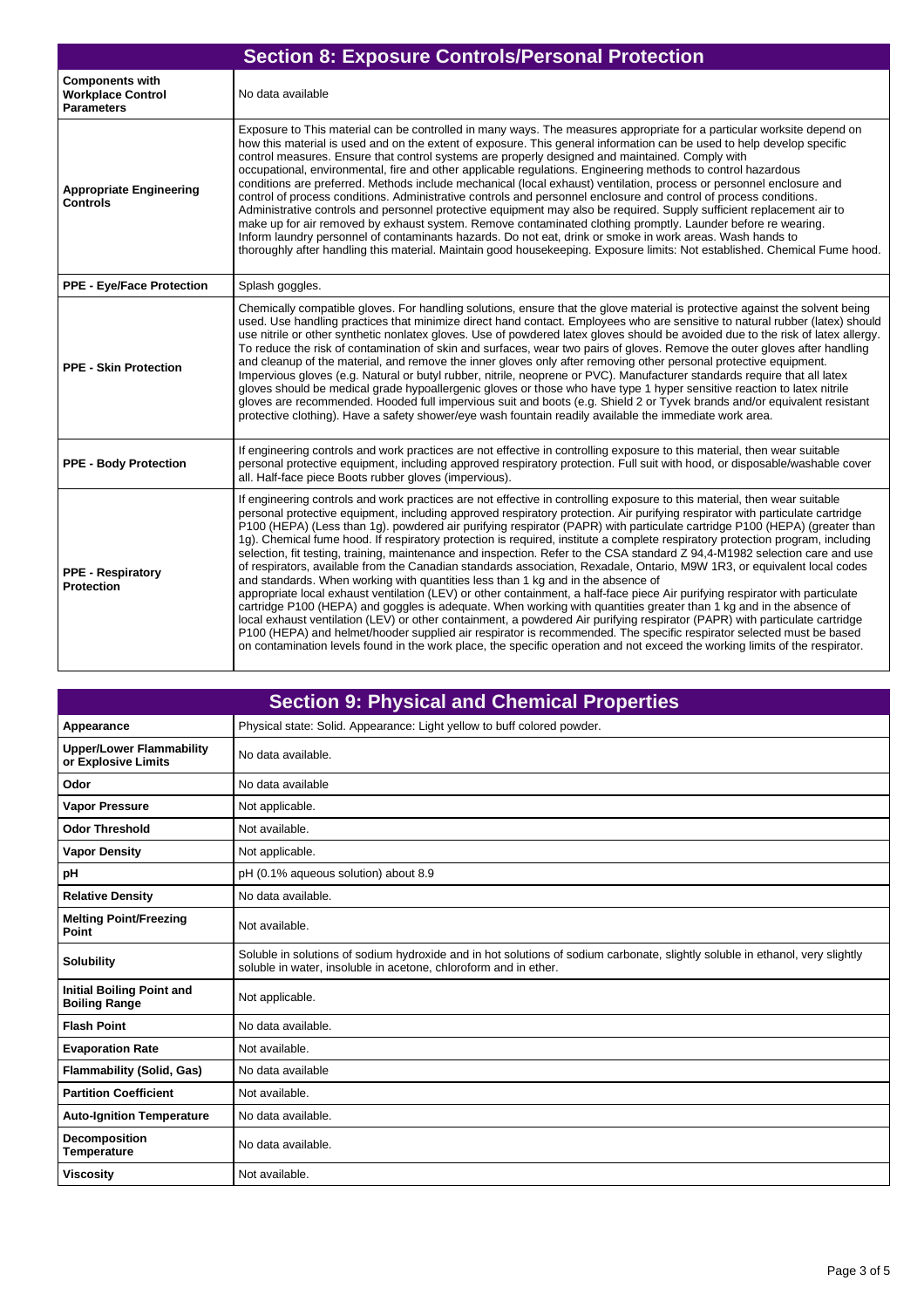## Section 8: Exposure Controls/Personal Protection

| | |
|---|---|
| **Components with Workplace Control Parameters** | No data available |
| **Appropriate Engineering Controls** | Exposure to This material can be controlled in many ways. The measures appropriate for a particular worksite depend on how this material is used and on the extent of exposure. This general information can be used to help develop specific control measures. Ensure that control systems are properly designed and maintained. Comply with occupational, environmental, fire and other applicable regulations. Engineering methods to control hazardous conditions are preferred. Methods include mechanical (local exhaust) ventilation, process or personnel enclosure and control of process conditions. Administrative controls and personnel enclosure and control of process conditions. Administrative controls and personnel protective equipment may also be required. Supply sufficient replacement air to make up for air removed by exhaust system. Remove contaminated clothing promptly. Launder before re wearing. Inform laundry personnel of contaminants hazards. Do not eat, drink or smoke in work areas. Wash hands to thoroughly after handling this material. Maintain good housekeeping. Exposure limits: Not established. Chemical Fume hood. |
| **PPE - Eye/Face Protection** | Splash goggles. |
| **PPE - Skin Protection** | Chemically compatible gloves. For handling solutions, ensure that the glove material is protective against the solvent being used. Use handling practices that minimize direct hand contact. Employees who are sensitive to natural rubber (latex) should use nitrile or other synthetic nonlatex gloves. Use of powdered latex gloves should be avoided due to the risk of latex allergy. To reduce the risk of contamination of skin and surfaces, wear two pairs of gloves. Remove the outer gloves after handling and cleanup of the material, and remove the inner gloves only after removing other personal protective equipment. Impervious gloves (e.g. Natural or butyl rubber, nitrile, neoprene or PVC). Manufacturer standards require that all latex gloves should be medical grade hypoallergenic gloves or those who have type 1 hyper sensitive reaction to latex nitrile gloves are recommended. Hooded full impervious suit and boots (e.g. Shield 2 or Tyvek brands and/or equivalent resistant protective clothing). Have a safety shower/eye wash fountain readily available the immediate work area. |
| **PPE - Body Protection** | If engineering controls and work practices are not effective in controlling exposure to this material, then wear suitable personal protective equipment, including approved respiratory protection. Full suit with hood, or disposable/washable cover all. Half-face piece Boots rubber gloves (impervious). |
| **PPE - Respiratory Protection** | If engineering controls and work practices are not effective in controlling exposure to this material, then wear suitable personal protective equipment, including approved respiratory protection. Air purifying respirator with particulate cartridge P100 (HEPA) (Less than 1g). powdered air purifying respirator (PAPR) with particulate cartridge P100 (HEPA) (greater than 1g). Chemical fume hood. If respiratory protection is required, institute a complete respiratory protection program, including selection, fit testing, training, maintenance and inspection. Refer to the CSA standard Z 94,4-M1982 selection care and use of respirators, available from the Canadian standards association, Rexadale, Ontario, M9W 1R3, or equivalent local codes and standards. When working with quantities less than 1 kg and in the absence of appropriate local exhaust ventilation (LEV) or other containment, a half-face piece Air purifying respirator with particulate cartridge P100 (HEPA) and goggles is adequate. When working with quantities greater than 1 kg and in the absence of local exhaust ventilation (LEV) or other containment, a powdered Air purifying respirator (PAPR) with particulate cartridge P100 (HEPA) and helmet/hooder supplied air respirator is recommended. The specific respirator selected must be based on contamination levels found in the work place, the specific operation and not exceed the working limits of the respirator. |

## Section 9: Physical and Chemical Properties

| | |
|---|---|
| **Appearance** | Physical state: Solid. Appearance: Light yellow to buff colored powder. |
| **Upper/Lower Flammability or Explosive Limits** | No data available. |
| **Odor** | No data available |
| **Vapor Pressure** | Not applicable. |
| **Odor Threshold** | Not available. |
| **Vapor Density** | Not applicable. |
| **pH** | pH (0.1% aqueous solution) about 8.9 |
| **Relative Density** | No data available. |
| **Melting Point/Freezing Point** | Not available. |
| **Solubility** | Soluble in solutions of sodium hydroxide and in hot solutions of sodium carbonate, slightly soluble in ethanol, very slightly soluble in water, insoluble in acetone, chloroform and in ether. |
| **Initial Boiling Point and Boiling Range** | Not applicable. |
| **Flash Point** | No data available. |
| **Evaporation Rate** | Not available. |
| **Flammability (Solid, Gas)** | No data available |
| **Partition Coefficient** | Not available. |
| **Auto-Ignition Temperature** | No data available. |
| **Decomposition Temperature** | No data available. |
| **Viscosity** | Not available. |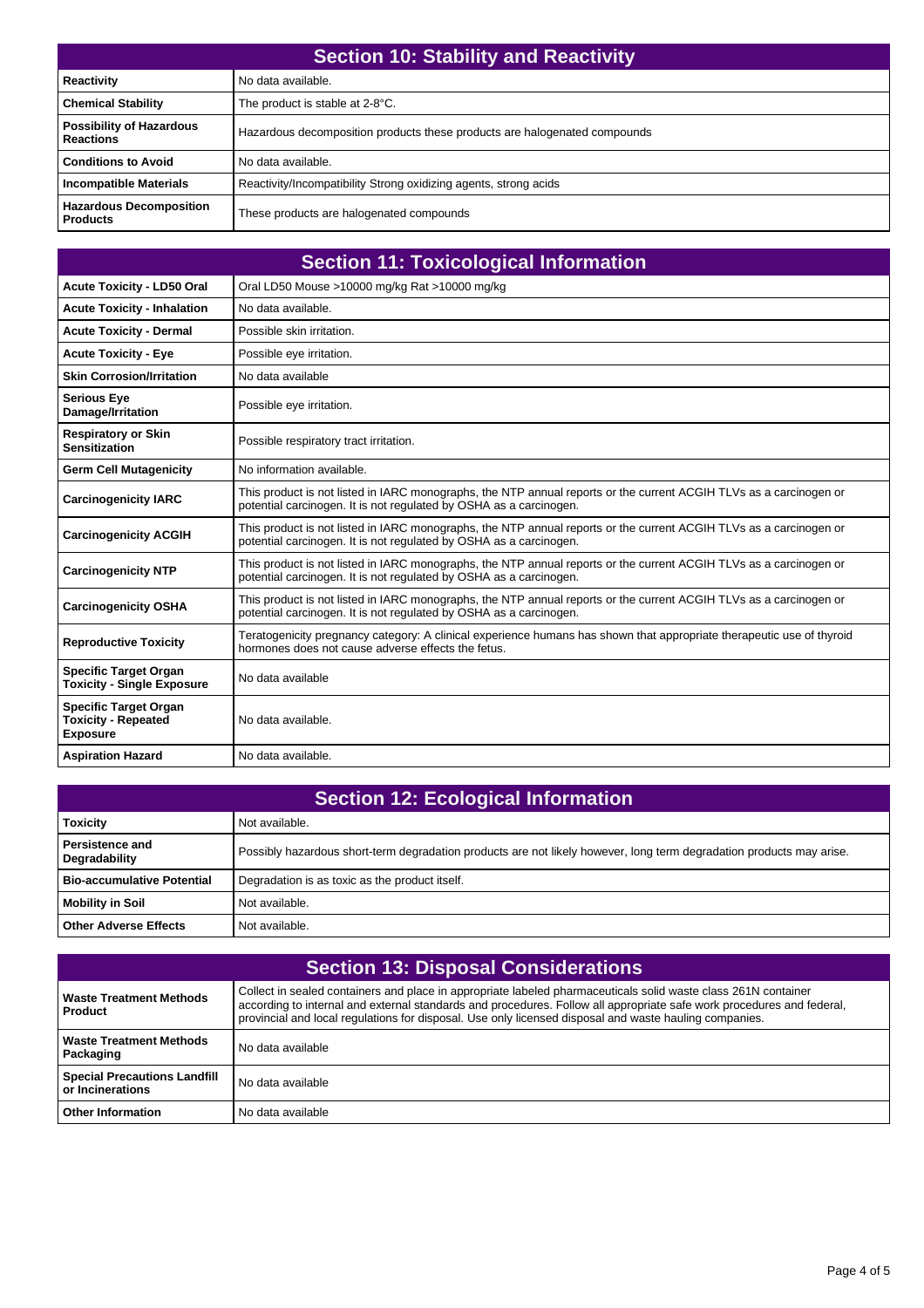## Section 10: Stability and Reactivity

| | |
|---|---|
| **Reactivity** | No data available. |
| **Chemical Stability** | The product is stable at 2-8°C. |
| **Possibility of Hazardous Reactions** | Hazardous decomposition products these products are halogenated compounds |
| **Conditions to Avoid** | No data available. |
| **Incompatible Materials** | Reactivity/Incompatibility Strong oxidizing agents, strong acids |
| **Hazardous Decomposition Products** | These products are halogenated compounds |

## Section 11: Toxicological Information

| | |
|---|---|
| **Acute Toxicity - LD50 Oral** | Oral LD50 Mouse >10000 mg/kg Rat >10000 mg/kg |
| **Acute Toxicity - Inhalation** | No data available. |
| **Acute Toxicity - Dermal** | Possible skin irritation. |
| **Acute Toxicity - Eye** | Possible eye irritation. |
| **Skin Corrosion/Irritation** | No data available |
| **Serious Eye Damage/Irritation** | Possible eye irritation. |
| **Respiratory or Skin Sensitization** | Possible respiratory tract irritation. |
| **Germ Cell Mutagenicity** | No information available. |
| **Carcinogenicity IARC** | This product is not listed in IARC monographs, the NTP annual reports or the current ACGIH TLVs as a carcinogen or potential carcinogen. It is not regulated by OSHA as a carcinogen. |
| **Carcinogenicity ACGIH** | This product is not listed in IARC monographs, the NTP annual reports or the current ACGIH TLVs as a carcinogen or potential carcinogen. It is not regulated by OSHA as a carcinogen. |
| **Carcinogenicity NTP** | This product is not listed in IARC monographs, the NTP annual reports or the current ACGIH TLVs as a carcinogen or potential carcinogen. It is not regulated by OSHA as a carcinogen. |
| **Carcinogenicity OSHA** | This product is not listed in IARC monographs, the NTP annual reports or the current ACGIH TLVs as a carcinogen or potential carcinogen. It is not regulated by OSHA as a carcinogen. |
| **Reproductive Toxicity** | Teratogenicity pregnancy category: A clinical experience humans has shown that appropriate therapeutic use of thyroid hormones does not cause adverse effects the fetus. |
| **Specific Target Organ Toxicity - Single Exposure** | No data available |
| **Specific Target Organ Toxicity - Repeated Exposure** | No data available. |
| **Aspiration Hazard** | No data available. |

## Section 12: Ecological Information

| | |
|---|---|
| **Toxicity** | Not available. |
| **Persistence and Degradability** | Possibly hazardous short-term degradation products are not likely however, long term degradation products may arise. |
| **Bio-accumulative Potential** | Degradation is as toxic as the product itself. |
| **Mobility in Soil** | Not available. |
| **Other Adverse Effects** | Not available. |

## Section 13: Disposal Considerations

| | |
|---|---|
| **Waste Treatment Methods Product** | Collect in sealed containers and place in appropriate labeled pharmaceuticals solid waste class 261N container according to internal and external standards and procedures. Follow all appropriate safe work procedures and federal, provincial and local regulations for disposal. Use only licensed disposal and waste hauling companies. |
| **Waste Treatment Methods Packaging** | No data available |
| **Special Precautions Landfill or Incinerations** | No data available |
| **Other Information** | No data available |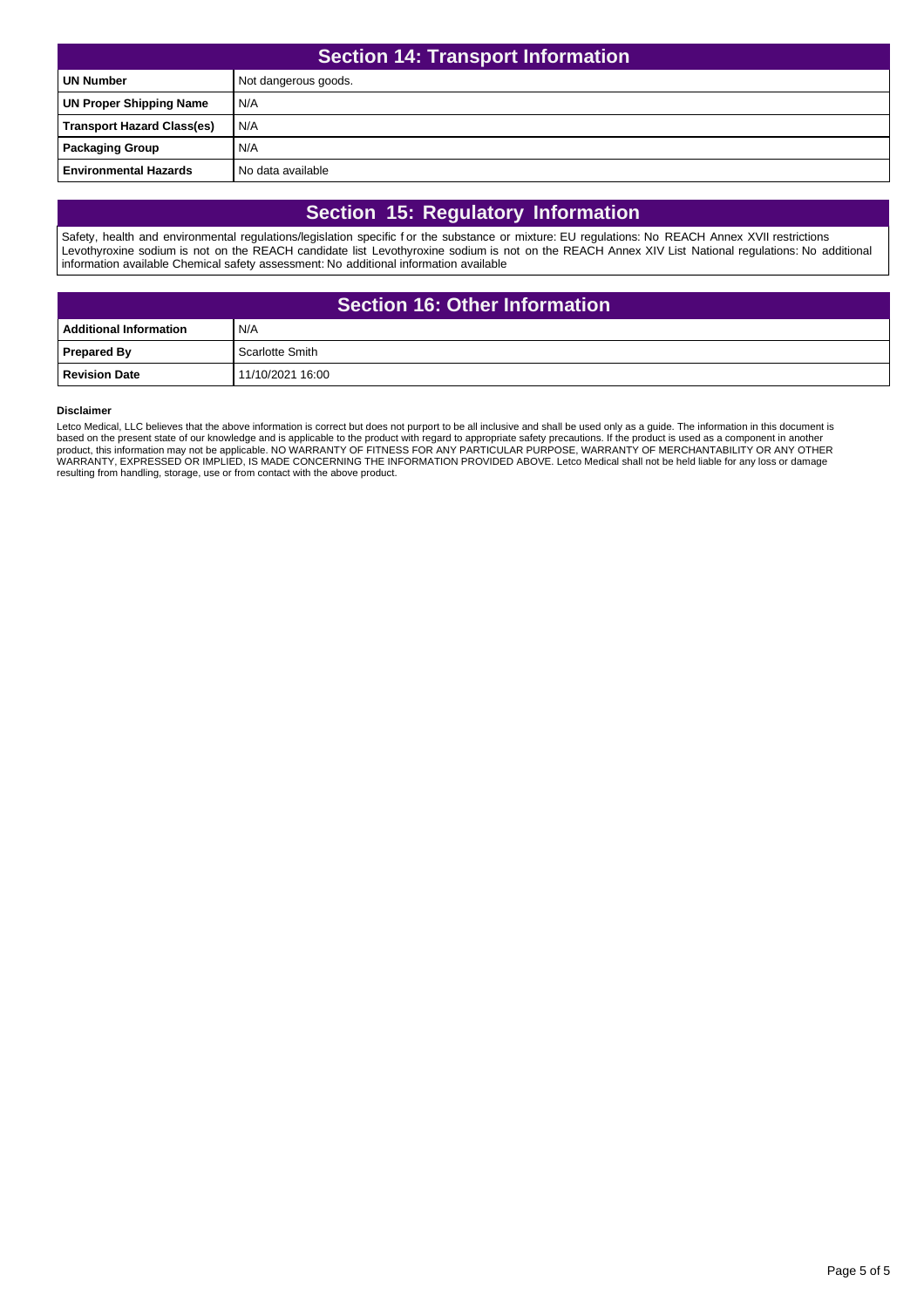## Section 14: Transport Information

| | |
|---|---|
| **UN Number** | Not dangerous goods. |
| **UN Proper Shipping Name** | N/A |
| **Transport Hazard Class(es)** | N/A |
| **Packaging Group** | N/A |
| **Environmental Hazards** | No data available |

## Section 15: Regulatory Information

Safety, health and environmental regulations/legislation specific for the substance or mixture: EU regulations: No REACH Annex XVII restrictions Levothyroxine sodium is not on the REACH candidate list Levothyroxine sodium is not on the REACH Annex XIV List National regulations: No additional information available Chemical safety assessment: No additional information available

## Section 16: Other Information

| | |
|---|---|
| **Additional Information** | N/A |
| **Prepared By** | Scarlotte Smith |
| **Revision Date** | 11/10/2021 16:00 |

**Disclaimer**

Letco Medical, LLC believes that the above information is correct but does not purport to be all inclusive and shall be used only as a guide. The information in this document is based on the present state of our knowledge and is applicable to the product with regard to appropriate safety precautions. If the product is used as a component in another product, this information may not be applicable. NO WARRANTY OF FITNESS FOR ANY PARTICULAR PURPOSE, WARRANTY OF MERCHANTABILITY OR ANY OTHER WARRANTY, EXPRESSED OR IMPLIED, IS MADE CONCERNING THE INFORMATION PROVIDED ABOVE. Letco Medical shall not be held liable for any loss or damage resulting from handling, storage, use or from contact with the above product.